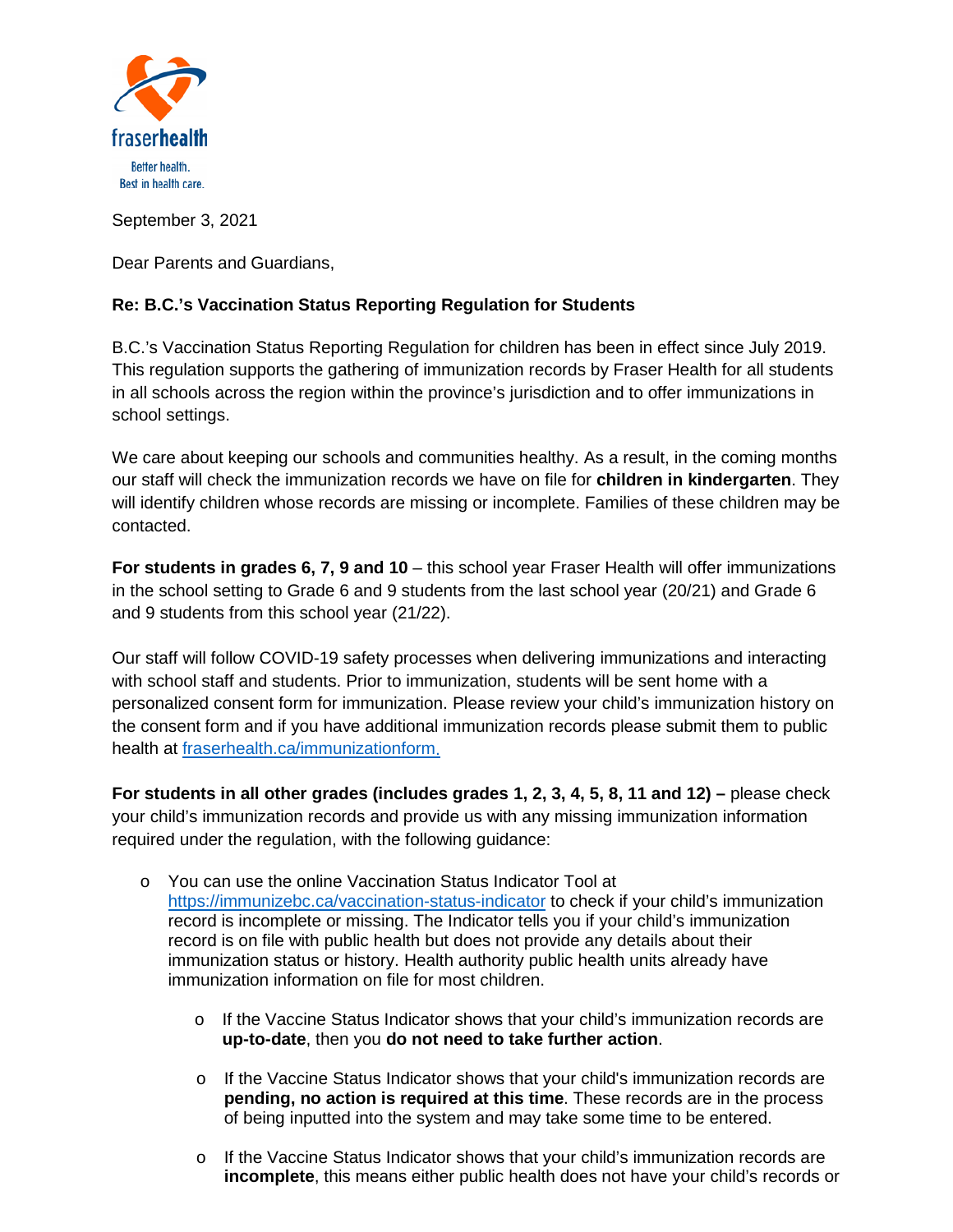fraserhealth

Better health.
Best in health care.

September 3, 2021

Dear Parents and Guardians,

**Re: B.C.'s Vaccination Status Reporting Regulation for Students**

B.C.'s Vaccination Status Reporting Regulation for children has been in effect since July 2019. This regulation supports the gathering of immunization records by Fraser Health for all students in all schools across the region within the province's jurisdiction and to offer immunizations in school settings.

We care about keeping our schools and communities healthy. As a result, in the coming months our staff will check the immunization records we have on file for **children in kindergarten**. They will identify children whose records are missing or incomplete. Families of these children may be contacted.

**For students in grades 6, 7, 9 and 10** – this school year Fraser Health will offer immunizations in the school setting to Grade 6 and 9 students from the last school year (20/21) and Grade 6 and 9 students from this school year (21/22).

Our staff will follow COVID-19 safety processes when delivering immunizations and interacting with school staff and students. Prior to immunization, students will be sent home with a personalized consent form for immunization. Please review your child's immunization history on the consent form and if you have additional immunization records please submit them to public health at [fraserhealth.ca/immunizationform.](fraserhealth.ca/immunizationform)

**For students in all other grades (includes grades 1, 2, 3, 4, 5, 8, 11 and 12) –** please check your child's immunization records and provide us with any missing immunization information required under the regulation, with the following guidance:

- You can use the online Vaccination Status Indicator Tool at [https://immunizebc.ca/vaccination-status-indicator](https://immunizebc.ca/vaccination-status-indicator) to check if your child's immunization record is incomplete or missing. The Indicator tells you if your child's immunization record is on file with public health but does not provide any details about their immunization status or history. Health authority public health units already have immunization information on file for most children.
    - If the Vaccine Status Indicator shows that your child's immunization records are **up-to-date**, then you **do not need to take further action**.
    - If the Vaccine Status Indicator shows that your child's immunization records are **pending, no action is required at this time**. These records are in the process of being inputted into the system and may take some time to be entered.
    - If the Vaccine Status Indicator shows that your child's immunization records are **incomplete**, this means either public health does not have your child's records or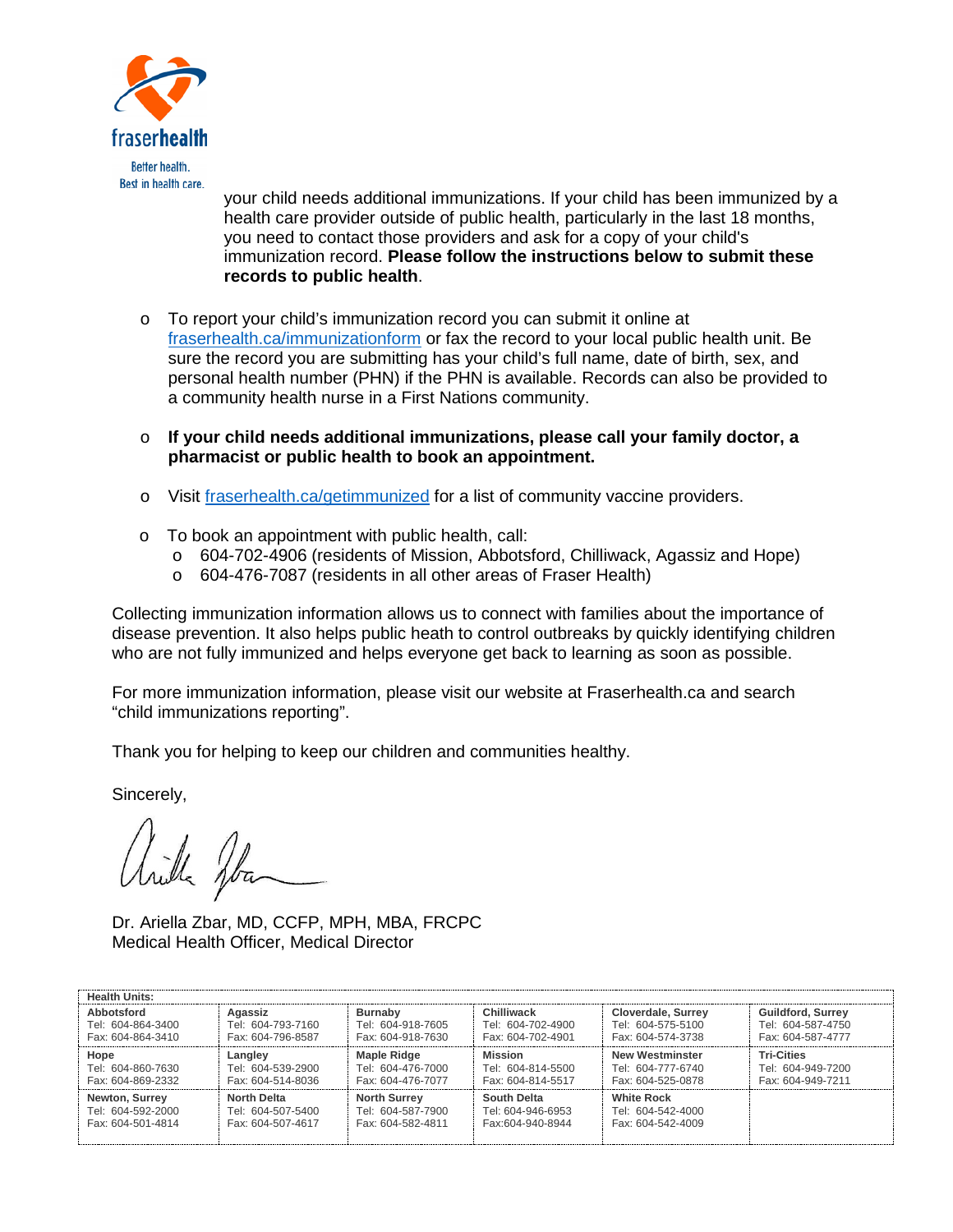your child needs additional immunizations. If your child has been immunized by a health care provider outside of public health, particularly in the last 18 months, you need to contact those providers and ask for a copy of your child's immunization record. **Please follow the instructions below to submit these records to public health**.

- To report your child's immunization record you can submit it online at fraserhealth.ca/immunizationform or fax the record to your local public health unit. Be sure the record you are submitting has your child's full name, date of birth, sex, and personal health number (PHN) if the PHN is available. Records can also be provided to a community health nurse in a First Nations community.
- **If your child needs additional immunizations, please call your family doctor, a pharmacist or public health to book an appointment.**
- Visit fraserhealth.ca/getimmunized for a list of community vaccine providers.
- To book an appointment with public health, call:
  - 604-702-4906 (residents of Mission, Abbotsford, Chilliwack, Agassiz and Hope)
  - 604-476-7087 (residents in all other areas of Fraser Health)

Collecting immunization information allows us to connect with families about the importance of disease prevention. It also helps public heath to control outbreaks by quickly identifying children who are not fully immunized and helps everyone get back to learning as soon as possible.

For more immunization information, please visit our website at Fraserhealth.ca and search "child immunizations reporting".

Thank you for helping to keep our children and communities healthy.

Sincerely,

Dr. Ariella Zbar, MD, CCFP, MPH, MBA, FRCPC
Medical Health Officer, Medical Director

**Health Units:**

| | | | | | |
|---|---|---|---|---|---|
| **Abbotsford**<br>Tel: 604-864-3400<br>Fax: 604-864-3410 | **Agassiz**<br>Tel: 604-793-7160<br>Fax: 604-796-8587 | **Burnaby**<br>Tel: 604-918-7605<br>Fax: 604-918-7630 | **Chilliwack**<br>Tel: 604-702-4900<br>Fax: 604-702-4901 | **Cloverdale, Surrey**<br>Tel: 604-575-5100<br>Fax: 604-574-3738 | **Guildford, Surrey**<br>Tel: 604-587-4750<br>Fax: 604-587-4777 |
| **Hope**<br>Tel: 604-860-7630<br>Fax: 604-869-2332 | **Langley**<br>Tel: 604-539-2900<br>Fax: 604-514-8036 | **Maple Ridge**<br>Tel: 604-476-7000<br>Fax: 604-476-7077 | **Mission**<br>Tel: 604-814-5500<br>Fax: 604-814-5517 | **New Westminster**<br>Tel: 604-777-6740<br>Fax: 604-525-0878 | **Tri-Cities**<br>Tel: 604-949-7200<br>Fax: 604-949-7211 |
| **Newton, Surrey**<br>Tel: 604-592-2000<br>Fax: 604-501-4814 | **North Delta**<br>Tel: 604-507-5400<br>Fax: 604-507-4617 | **North Surrey**<br>Tel: 604-587-7900<br>Fax: 604-582-4811 | **South Delta**<br>Tel: 604-946-6953<br>Fax:604-940-8944 | **White Rock**<br>Tel: 604-542-4000<br>Fax: 604-542-4009 | |